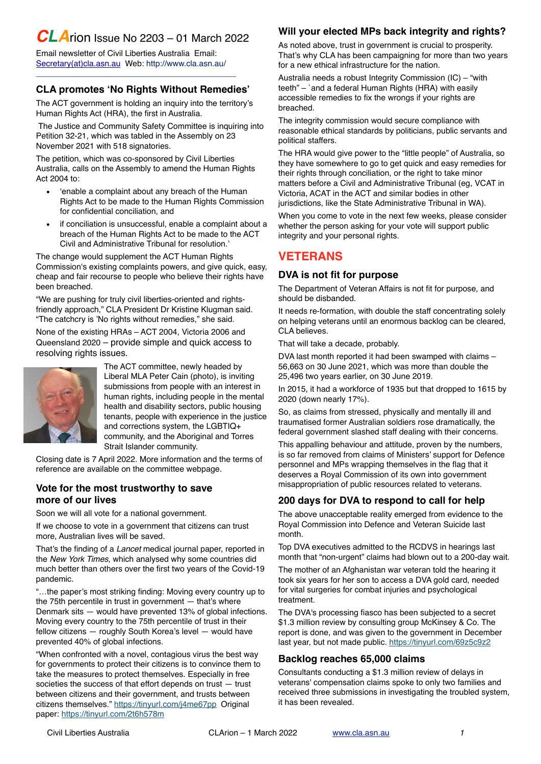# CLArion Issue No 2203 – 01 March 2022

Email newsletter of Civil Liberties Australia Email: Secretary(at)cla.asn.au Web: http://www.cla.asn.au/

## CLA promotes 'No Rights Without Remedies'

The ACT government is holding an inquiry into the territory's Human Rights Act (HRA), the first in Australia.

The Justice and Community Safety Committee is inquiring into Petition 32-21, which was tabled in the Assembly on 23 November 2021 with 518 signatories.

The petition, which was co-sponsored by Civil Liberties Australia, calls on the Assembly to amend the Human Rights Act 2004 to:

- 'enable a complaint about any breach of the Human Rights Act to be made to the Human Rights Commission for confidential conciliation, and
- if conciliation is unsuccessful, enable a complaint about a breach of the Human Rights Act to be made to the ACT Civil and Administrative Tribunal for resolution.'

The change would supplement the ACT Human Rights Commission's existing complaints powers, and give quick, easy, cheap and fair recourse to people who believe their rights have been breached.

"We are pushing for truly civil liberties-oriented and rights-friendly approach," CLA President Dr Kristine Klugman said. "The catchcry is 'No rights without remedies," she said.

None of the existing HRAs – ACT 2004, Victoria 2006 and Queensland 2020 – provide simple and quick access to resolving rights issues.

The ACT committee, newly headed by Liberal MLA Peter Cain (photo), is inviting submissions from people with an interest in human rights, including people in the mental health and disability sectors, public housing tenants, people with experience in the justice and corrections system, the LGBTIQ+ community, and the Aboriginal and Torres Strait Islander community.

Closing date is 7 April 2022. More information and the terms of reference are available on the committee webpage.

## Vote for the most trustworthy to save more of our lives

Soon we will all vote for a national government.

If we choose to vote in a government that citizens can trust more, Australian lives will be saved.

That's the finding of a *Lancet* medical journal paper, reported in the *New York Times*, which analysed why some countries did much better than others over the first two years of the Covid-19 pandemic.

"…the paper's most striking finding: Moving every country up to the 75th percentile in trust in government — that's where Denmark sits — would have prevented 13% of global infections. Moving every country to the 75th percentile of trust in their fellow citizens — roughly South Korea's level — would have prevented 40% of global infections.

"When confronted with a novel, contagious virus the best way for governments to protect their citizens is to convince them to take the measures to protect themselves. Especially in free societies the success of that effort depends on trust — trust between citizens and their government, and trusts between citizens themselves." https://tinyurl.com/j4me67pp Original paper: https://tinyurl.com/2t6h578m

## Will your elected MPs back integrity and rights?

As noted above, trust in government is crucial to prosperity. That's why CLA has been campaigning for more than two years for a new ethical infrastructure for the nation.

Australia needs a robust Integrity Commission (IC) – "with teeth" – `and a federal Human Rights (HRA) with easily accessible remedies to fix the wrongs if your rights are breached.

The integrity commission would secure compliance with reasonable ethical standards by politicians, public servants and political staffers.

The HRA would give power to the "little people" of Australia, so they have somewhere to go to get quick and easy remedies for their rights through conciliation, or the right to take minor matters before a Civil and Administrative Tribunal (eg, VCAT in Victoria, ACAT in the ACT and similar bodies in other jurisdictions, like the State Administrative Tribunal in WA).

When you come to vote in the next few weeks, please consider whether the person asking for your vote will support public integrity and your personal rights.

# VETERANS

## DVA is not fit for purpose

The Department of Veteran Affairs is not fit for purpose, and should be disbanded.

It needs re-formation, with double the staff concentrating solely on helping veterans until an enormous backlog can be cleared, CLA believes.

That will take a decade, probably.

DVA last month reported it had been swamped with claims – 56,663 on 30 June 2021, which was more than double the 25,496 two years earlier, on 30 June 2019.

In 2015, it had a workforce of 1935 but that dropped to 1615 by 2020 (down nearly 17%).

So, as claims from stressed, physically and mentally ill and traumatised former Australian soldiers rose dramatically, the federal government slashed staff dealing with their concerns.

This appalling behaviour and attitude, proven by the numbers, is so far removed from claims of Ministers' support for Defence personnel and MPs wrapping themselves in the flag that it deserves a Royal Commission of its own into government misappropriation of public resources related to veterans.

## 200 days for DVA to respond to call for help

The above unacceptable reality emerged from evidence to the Royal Commission into Defence and Veteran Suicide last month.

Top DVA executives admitted to the RCDVS in hearings last month that "non-urgent" claims had blown out to a 200-day wait.

The mother of an Afghanistan war veteran told the hearing it took six years for her son to access a DVA gold card, needed for vital surgeries for combat injuries and psychological treatment.

The DVA's processing fiasco has been subjected to a secret $1.3 million review by consulting group McKinsey & Co. The report is done, and was given to the government in December last year, but not made public. https://tinyurl.com/69z5c9z2

## Backlog reaches 65,000 claims

Consultants conducting a $1.3 million review of delays in veterans' compensation claims spoke to only two families and received three submissions in investigating the troubled system, it has been revealed.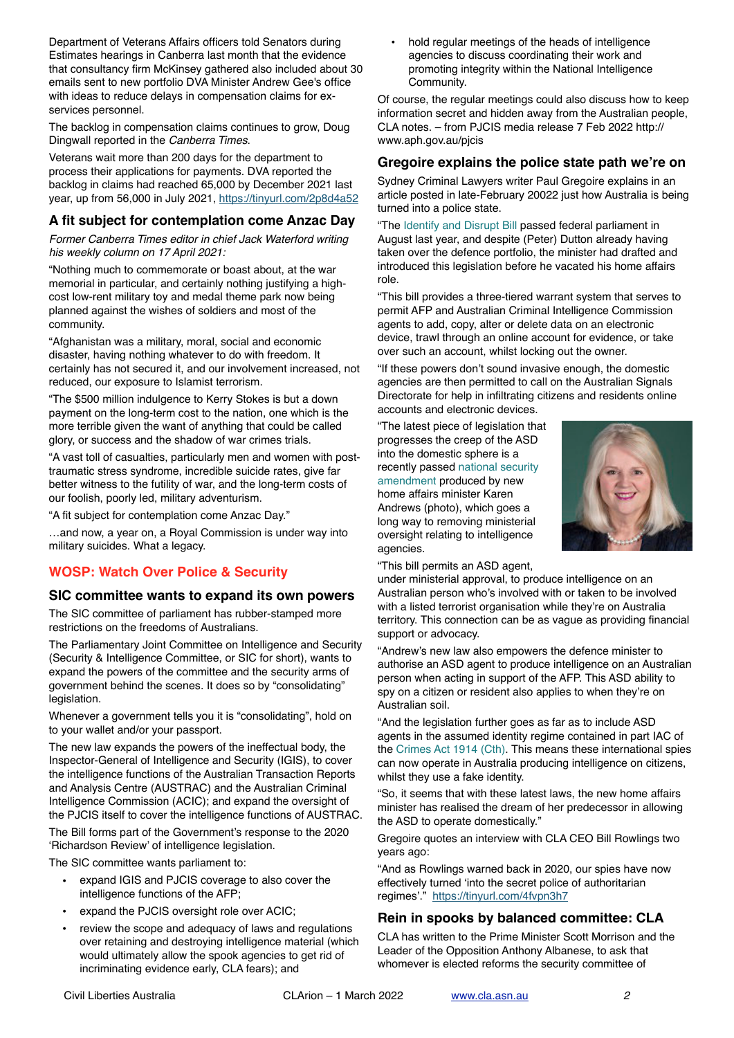Department of Veterans Affairs officers told Senators during Estimates hearings in Canberra last month that the evidence that consultancy firm McKinsey gathered also included about 30 emails sent to new portfolio DVA Minister Andrew Gee's office with ideas to reduce delays in compensation claims for ex-services personnel.

The backlog in compensation claims continues to grow, Doug Dingwall reported in the *Canberra Times.*

Veterans wait more than 200 days for the department to process their applications for payments. DVA reported the backlog in claims had reached 65,000 by December 2021 last year, up from 56,000 in July 2021, https://tinyurl.com/2p8d4a52

### A fit subject for contemplation come Anzac Day

*Former Canberra Times editor in chief Jack Waterford writing his weekly column on 17 April 2021:*

"Nothing much to commemorate or boast about, at the war memorial in particular, and certainly nothing justifying a high-cost low-rent military toy and medal theme park now being planned against the wishes of soldiers and most of the community.

"Afghanistan was a military, moral, social and economic disaster, having nothing whatever to do with freedom. It certainly has not secured it, and our involvement increased, not reduced, our exposure to Islamist terrorism.

"The $500 million indulgence to Kerry Stokes is but a down payment on the long-term cost to the nation, one which is the more terrible given the want of anything that could be called glory, or success and the shadow of war crimes trials.

"A vast toll of casualties, particularly men and women with post-traumatic stress syndrome, incredible suicide rates, give far better witness to the futility of war, and the long-term costs of our foolish, poorly led, military adventurism.

"A fit subject for contemplation come Anzac Day."

…and now, a year on, a Royal Commission is under way into military suicides. What a legacy.

## WOSP: Watch Over Police & Security

### SIC committee wants to expand its own powers

The SIC committee of parliament has rubber-stamped more restrictions on the freedoms of Australians.

The Parliamentary Joint Committee on Intelligence and Security (Security & Intelligence Committee, or SIC for short), wants to expand the powers of the committee and the security arms of government behind the scenes. It does so by "consolidating" legislation.

Whenever a government tells you it is "consolidating", hold on to your wallet and/or your passport.

The new law expands the powers of the ineffectual body, the Inspector-General of Intelligence and Security (IGIS), to cover the intelligence functions of the Australian Transaction Reports and Analysis Centre (AUSTRAC) and the Australian Criminal Intelligence Commission (ACIC); and expand the oversight of the PJCIS itself to cover the intelligence functions of AUSTRAC.

The Bill forms part of the Government's response to the 2020 'Richardson Review' of intelligence legislation.

The SIC committee wants parliament to:

- expand IGIS and PJCIS coverage to also cover the intelligence functions of the AFP;
- expand the PJCIS oversight role over ACIC;
- review the scope and adequacy of laws and regulations over retaining and destroying intelligence material (which would ultimately allow the spook agencies to get rid of incriminating evidence early, CLA fears); and
- hold regular meetings of the heads of intelligence agencies to discuss coordinating their work and promoting integrity within the National Intelligence Community.

Of course, the regular meetings could also discuss how to keep information secret and hidden away from the Australian people, CLA notes. – from PJCIS media release 7 Feb 2022 http://www.aph.gov.au/pjcis

### Gregoire explains the police state path we're on

Sydney Criminal Lawyers writer Paul Gregoire explains in an article posted in late-February 20022 just how Australia is being turned into a police state.

"The Identify and Disrupt Bill passed federal parliament in August last year, and despite (Peter) Dutton already having taken over the defence portfolio, the minister had drafted and introduced this legislation before he vacated his home affairs role.

"This bill provides a three-tiered warrant system that serves to permit AFP and Australian Criminal Intelligence Commission agents to add, copy, alter or delete data on an electronic device, trawl through an online account for evidence, or take over such an account, whilst locking out the owner.

"If these powers don't sound invasive enough, the domestic agencies are then permitted to call on the Australian Signals Directorate for help in infiltrating citizens and residents online accounts and electronic devices.

"The latest piece of legislation that progresses the creep of the ASD into the domestic sphere is a recently passed national security amendment produced by new home affairs minister Karen Andrews (photo), which goes a long way to removing ministerial oversight relating to intelligence agencies.

"This bill permits an ASD agent, under ministerial approval, to produce intelligence on an Australian person who's involved with or taken to be involved with a listed terrorist organisation while they're on Australia territory. This connection can be as vague as providing financial support or advocacy.

"Andrew's new law also empowers the defence minister to authorise an ASD agent to produce intelligence on an Australian person when acting in support of the AFP. This ASD ability to spy on a citizen or resident also applies to when they're on Australian soil.

"And the legislation further goes as far as to include ASD agents in the assumed identity regime contained in part IAC of the Crimes Act 1914 (Cth). This means these international spies can now operate in Australia producing intelligence on citizens, whilst they use a fake identity.

"So, it seems that with these latest laws, the new home affairs minister has realised the dream of her predecessor in allowing the ASD to operate domestically."

Gregoire quotes an interview with CLA CEO Bill Rowlings two years ago:

"And as Rowlings warned back in 2020, our spies have now effectively turned 'into the secret police of authoritarian regimes'." https://tinyurl.com/4fvpn3h7

### Rein in spooks by balanced committee: CLA

CLA has written to the Prime Minister Scott Morrison and the Leader of the Opposition Anthony Albanese, to ask that whomever is elected reforms the security committee of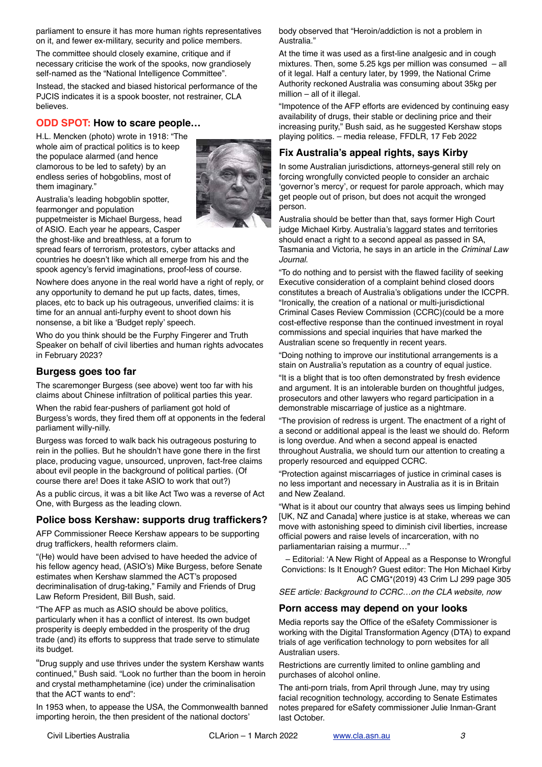parliament to ensure it has more human rights representatives on it, and fewer ex-military, security and police members.

The committee should closely examine, critique and if necessary criticise the work of the spooks, now grandiosely self-named as the "National Intelligence Committee".

Instead, the stacked and biased historical performance of the PJCIS indicates it is a spook booster, not restrainer, CLA believes.

### ODD SPOT: How to scare people…

H.L. Mencken (photo) wrote in 1918: "The whole aim of practical politics is to keep the populace alarmed (and hence clamorous to be led to safety) by an endless series of hobgoblins, most of them imaginary."

Australia's leading hobgoblin spotter, fearmonger and population puppetmeister is Michael Burgess, head of ASIO. Each year he appears, Casper the ghost-like and breathless, at a forum to spread fears of terrorism, protestors, cyber attacks and countries he doesn't like which all emerge from his and the spook agency's fervid imaginations, proof-less of course.

Nowhere does anyone in the real world have a right of reply, or any opportunity to demand he put up facts, dates, times, places, etc to back up his outrageous, unverified claims: it is time for an annual anti-furphy event to shoot down his nonsense, a bit like a 'Budget reply' speech.

Who do you think should be the Furphy Fingerer and Truth Speaker on behalf of civil liberties and human rights advocates in February 2023?

### Burgess goes too far

The scaremonger Burgess (see above) went too far with his claims about Chinese infiltration of political parties this year.

When the rabid fear-pushers of parliament got hold of Burgess's words, they fired them off at opponents in the federal parliament willy-nilly.

Burgess was forced to walk back his outrageous posturing to rein in the pollies. But he shouldn't have gone there in the first place, producing vague, unsourced, unproven, fact-free claims about evil people in the background of political parties. (Of course there are! Does it take ASIO to work that out?)

As a public circus, it was a bit like Act Two was a reverse of Act One, with Burgess as the leading clown.

### Police boss Kershaw: supports drug traffickers?

AFP Commissioner Reece Kershaw appears to be supporting drug traffickers, health reformers claim.

"(He) would have been advised to have heeded the advice of his fellow agency head, (ASIO's) Mike Burgess, before Senate estimates when Kershaw slammed the ACT's proposed decriminalisation of drug-taking," Family and Friends of Drug Law Reform President, Bill Bush, said.

"The AFP as much as ASIO should be above politics, particularly when it has a conflict of interest. Its own budget prosperity is deeply embedded in the prosperity of the drug trade (and) its efforts to suppress that trade serve to stimulate its budget.

"Drug supply and use thrives under the system Kershaw wants continued," Bush said. "Look no further than the boom in heroin and crystal methamphetamine (ice) under the criminalisation that the ACT wants to end":

In 1953 when, to appease the USA, the Commonwealth banned importing heroin, the then president of the national doctors' body observed that "Heroin/addiction is not a problem in Australia."

At the time it was used as a first-line analgesic and in cough mixtures. Then, some 5.25 kgs per million was consumed – all of it legal. Half a century later, by 1999, the National Crime Authority reckoned Australia was consuming about 35kg per million – all of it illegal.

"Impotence of the AFP efforts are evidenced by continuing easy availability of drugs, their stable or declining price and their increasing purity," Bush said, as he suggested Kershaw stops playing politics. – media release, FFDLR, 17 Feb 2022

### Fix Australia's appeal rights, says Kirby

In some Australian jurisdictions, attorneys-general still rely on forcing wrongfully convicted people to consider an archaic 'governor's mercy', or request for parole approach, which may get people out of prison, but does not acquit the wronged person.

Australia should be better than that, says former High Court judge Michael Kirby. Australia's laggard states and territories should enact a right to a second appeal as passed in SA, Tasmania and Victoria, he says in an article in the *Criminal Law Journal*.

"To do nothing and to persist with the flawed facility of seeking Executive consideration of a complaint behind closed doors constitutes a breach of Australia's obligations under the ICCPR. "Ironically, the creation of a national or multi-jurisdictional Criminal Cases Review Commission (CCRC)(could be a more cost-effective response than the continued investment in royal commissions and special inquiries that have marked the Australian scene so frequently in recent years.

"Doing nothing to improve our institutional arrangements is a stain on Australia's reputation as a country of equal justice.

"It is a blight that is too often demonstrated by fresh evidence and argument. It is an intolerable burden on thoughtful judges, prosecutors and other lawyers who regard participation in a demonstrable miscarriage of justice as a nightmare.

"The provision of redress is urgent. The enactment of a right of a second or additional appeal is the least we should do. Reform is long overdue. And when a second appeal is enacted throughout Australia, we should turn our attention to creating a properly resourced and equipped CCRC.

"Protection against miscarriages of justice in criminal cases is no less important and necessary in Australia as it is in Britain and New Zealand.

"What is it about our country that always sees us limping behind [UK, NZ and Canada] where justice is at stake, whereas we can move with astonishing speed to diminish civil liberties, increase official powers and raise levels of incarceration, with no parliamentarian raising a murmur…"

– Editorial: 'A New Right of Appeal as a Response to Wrongful Convictions: Is It Enough? Guest editor: The Hon Michael Kirby AC CMG*(2019) 43 Crim LJ 299 page 305

*SEE article: Background to CCRC…on the CLA website, now*

### Porn access may depend on your looks

Media reports say the Office of the eSafety Commissioner is working with the Digital Transformation Agency (DTA) to expand trials of age verification technology to porn websites for all Australian users.

Restrictions are currently limited to online gambling and purchases of alcohol online.

The anti-porn trials, from April through June, may try using facial recognition technology, according to Senate Estimates notes prepared for eSafety commissioner Julie Inman-Grant last October.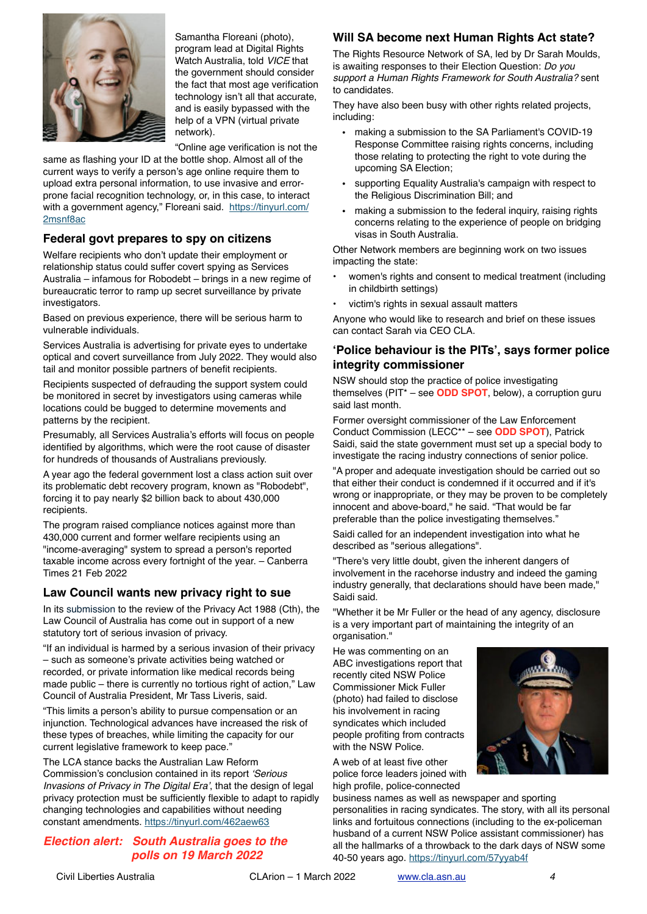Samantha Floreani (photo), program lead at Digital Rights Watch Australia, told *VICE* that the government should consider the fact that most age verification technology isn't all that accurate, and is easily bypassed with the help of a VPN (virtual private network).

"Online age verification is not the same as flashing your ID at the bottle shop. Almost all of the current ways to verify a person's age online require them to upload extra personal information, to use invasive and error-prone facial recognition technology, or, in this case, to interact with a government agency," Floreani said. https://tinyurl.com/2msnf8ac

### Federal govt prepares to spy on citizens

Welfare recipients who don't update their employment or relationship status could suffer covert spying as Services Australia – infamous for Robodebt – brings in a new regime of bureaucratic terror to ramp up secret surveillance by private investigators.

Based on previous experience, there will be serious harm to vulnerable individuals.

Services Australia is advertising for private eyes to undertake optical and covert surveillance from July 2022. They would also tail and monitor possible partners of benefit recipients.

Recipients suspected of defrauding the support system could be monitored in secret by investigators using cameras while locations could be bugged to determine movements and patterns by the recipient.

Presumably, all Services Australia's efforts will focus on people identified by algorithms, which were the root cause of disaster for hundreds of thousands of Australians previously.

A year ago the federal government lost a class action suit over its problematic debt recovery program, known as "Robodebt", forcing it to pay nearly $2 billion back to about 430,000 recipients.

The program raised compliance notices against more than 430,000 current and former welfare recipients using an "income-averaging" system to spread a person's reported taxable income across every fortnight of the year. – Canberra Times 21 Feb 2022

### Law Council wants new privacy right to sue

In its submission to the review of the Privacy Act 1988 (Cth), the Law Council of Australia has come out in support of a new statutory tort of serious invasion of privacy.

"If an individual is harmed by a serious invasion of their privacy – such as someone's private activities being watched or recorded, or private information like medical records being made public – there is currently no tortious right of action," Law Council of Australia President, Mr Tass Liveris, said.

"This limits a person's ability to pursue compensation or an injunction. Technological advances have increased the risk of these types of breaches, while limiting the capacity for our current legislative framework to keep pace."

The LCA stance backs the Australian Law Reform Commission's conclusion contained in its report *'Serious Invasions of Privacy in The Digital Era'*, that the design of legal privacy protection must be sufficiently flexible to adapt to rapidly changing technologies and capabilities without needing constant amendments. https://tinyurl.com/462aew63

***Election alert: South Australia goes to the polls on 19 March 2022***

### Will SA become next Human Rights Act state?

The Rights Resource Network of SA, led by Dr Sarah Moulds, is awaiting responses to their Election Question: *Do you support a Human Rights Framework for South Australia?* sent to candidates.

They have also been busy with other rights related projects, including:

- making a submission to the SA Parliament's COVID-19 Response Committee raising rights concerns, including those relating to protecting the right to vote during the upcoming SA Election;
- supporting Equality Australia's campaign with respect to the Religious Discrimination Bill; and
- making a submission to the federal inquiry, raising rights concerns relating to the experience of people on bridging visas in South Australia.

Other Network members are beginning work on two issues impacting the state:

- women's rights and consent to medical treatment (including in childbirth settings)
- victim's rights in sexual assault matters

Anyone who would like to research and brief on these issues can contact Sarah via CEO CLA.

### 'Police behaviour is the PITs', says former police integrity commissioner

NSW should stop the practice of police investigating themselves (PIT* – see **ODD SPOT**, below), a corruption guru said last month.

Former oversight commissioner of the Law Enforcement Conduct Commission (LECC** – see **ODD SPOT**), Patrick Saidi, said the state government must set up a special body to investigate the racing industry connections of senior police.

"A proper and adequate investigation should be carried out so that either their conduct is condemned if it occurred and if it's wrong or inappropriate, or they may be proven to be completely innocent and above-board," he said. "That would be far preferable than the police investigating themselves."

Saidi called for an independent investigation into what he described as "serious allegations".

"There's very little doubt, given the inherent dangers of involvement in the racehorse industry and indeed the gaming industry generally, that declarations should have been made," Saidi said.

"Whether it be Mr Fuller or the head of any agency, disclosure is a very important part of maintaining the integrity of an organisation."

He was commenting on an ABC investigations report that recently cited NSW Police Commissioner Mick Fuller (photo) had failed to disclose his involvement in racing syndicates which included people profiting from contracts with the NSW Police.

A web of at least five other police force leaders joined with high profile, police-connected business names as well as newspaper and sporting personalities in racing syndicates. The story, with all its personal links and fortuitous connections (including to the ex-policeman husband of a current NSW Police assistant commissioner) has all the hallmarks of a throwback to the dark days of NSW some 40-50 years ago. https://tinyurl.com/57yyab4f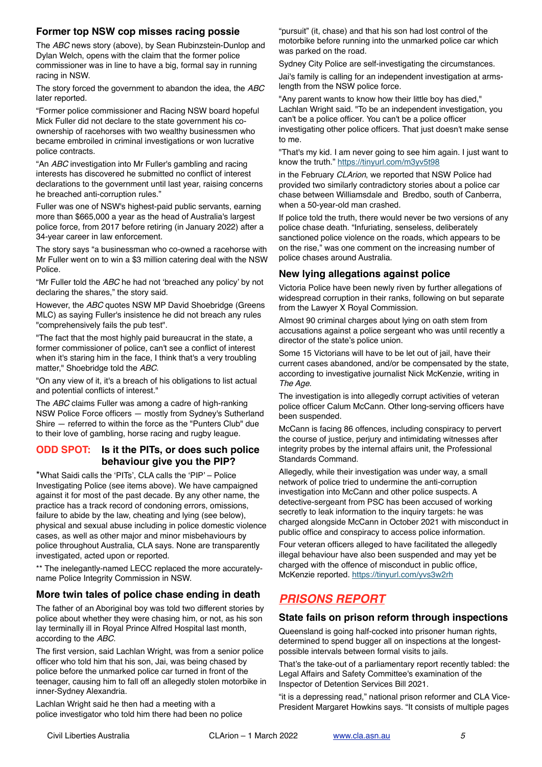### Former top NSW cop misses racing possie

The *ABC* news story (above), by Sean Rubinzstein-Dunlop and Dylan Welch, opens with the claim that the former police commissioner was in line to have a big, formal say in running racing in NSW.

The story forced the government to abandon the idea, the *ABC* later reported.

"Former police commissioner and Racing NSW board hopeful Mick Fuller did not declare to the state government his co-ownership of racehorses with two wealthy businessmen who became embroiled in criminal investigations or won lucrative police contracts.

"An *ABC* investigation into Mr Fuller's gambling and racing interests has discovered he submitted no conflict of interest declarations to the government until last year, raising concerns he breached anti-corruption rules."

Fuller was one of NSW's highest-paid public servants, earning more than $665,000 a year as the head of Australia's largest police force, from 2017 before retiring (in January 2022) after a 34-year career in law enforcement.

The story says "a businessman who co-owned a racehorse with Mr Fuller went on to win a $3 million catering deal with the NSW Police.

"Mr Fuller told the *ABC* he had not 'breached any policy' by not declaring the shares," the story said.

However, the *ABC* quotes NSW MP David Shoebridge (Greens MLC) as saying Fuller's insistence he did not breach any rules "comprehensively fails the pub test".

"The fact that the most highly paid bureaucrat in the state, a former commissioner of police, can't see a conflict of interest when it's staring him in the face, I think that's a very troubling matter," Shoebridge told the *ABC*.

"On any view of it, it's a breach of his obligations to list actual and potential conflicts of interest."

The *ABC* claims Fuller was among a cadre of high-ranking NSW Police Force officers — mostly from Sydney's Sutherland Shire — referred to within the force as the "Punters Club" due to their love of gambling, horse racing and rugby league.

### ODD SPOT: Is it the PITs, or does such police behaviour give you the PIP?

*What Saidi calls the 'PITs', CLA calls the 'PIP' – Police Investigating Police (see items above). We have campaigned against it for most of the past decade. By any other name, the practice has a track record of condoning errors, omissions, failure to abide by the law, cheating and lying (see below), physical and sexual abuse including in police domestic violence cases, as well as other major and minor misbehaviours by police throughout Australia, CLA says. None are transparently investigated, acted upon or reported.

** The inelegantly-named LECC replaced the more accurately-name Police Integrity Commission in NSW.

### More twin tales of police chase ending in death

The father of an Aboriginal boy was told two different stories by police about whether they were chasing him, or not, as his son lay terminally ill in Royal Prince Alfred Hospital last month, according to the *ABC.*

The first version, said Lachlan Wright, was from a senior police officer who told him that his son, Jai, was being chased by police before the unmarked police car turned in front of the teenager, causing him to fall off an allegedly stolen motorbike in inner-Sydney Alexandria.

Lachlan Wright said he then had a meeting with a police investigator who told him there had been no police "pursuit" (it, chase) and that his son had lost control of the motorbike before running into the unmarked police car which was parked on the road.

Sydney City Police are self-investigating the circumstances.

Jai's family is calling for an independent investigation at arms-length from the NSW police force.

"Any parent wants to know how their little boy has died," Lachlan Wright said. "To be an independent investigation, you can't be a police officer. You can't be a police officer investigating other police officers. That just doesn't make sense to me.

"That's my kid. I am never going to see him again. I just want to know the truth." https://tinyurl.com/m3yv5t98

in the February *CLArion*, we reported that NSW Police had provided two similarly contradictory stories about a police car chase between Williamsdale and Bredbo, south of Canberra, when a 50-year-old man crashed.

If police told the truth, there would never be two versions of any police chase death. "Infuriating, senseless, deliberately sanctioned police violence on the roads, which appears to be on the rise," was one comment on the increasing number of police chases around Australia.

### New lying allegations against police

Victoria Police have been newly riven by further allegations of widespread corruption in their ranks, following on but separate from the Lawyer X Royal Commission.

Almost 90 criminal charges about lying on oath stem from accusations against a police sergeant who was until recently a director of the state's police union.

Some 15 Victorians will have to be let out of jail, have their current cases abandoned, and/or be compensated by the state, according to investigative journalist Nick McKenzie, writing in *The Age*.

The investigation is into allegedly corrupt activities of veteran police officer Calum McCann. Other long-serving officers have been suspended.

McCann is facing 86 offences, including conspiracy to pervert the course of justice, perjury and intimidating witnesses after integrity probes by the internal affairs unit, the Professional Standards Command.

Allegedly, while their investigation was under way, a small network of police tried to undermine the anti-corruption investigation into McCann and other police suspects. A detective-sergeant from PSC has been accused of working secretly to leak information to the inquiry targets: he was charged alongside McCann in October 2021 with misconduct in public office and conspiracy to access police information.

Four veteran officers alleged to have facilitated the allegedly illegal behaviour have also been suspended and may yet be charged with the offence of misconduct in public office, McKenzie reported. https://tinyurl.com/yvs3w2rh

## PRISONS REPORT

### State fails on prison reform through inspections

Queensland is going half-cocked into prisoner human rights, determined to spend bugger all on inspections at the longest-possible intervals between formal visits to jails.

That's the take-out of a parliamentary report recently tabled: the Legal Affairs and Safety Committee's examination of the Inspector of Detention Services Bill 2021.

"it is a depressing read," national prison reformer and CLA Vice-President Margaret Howkins says. "It consists of multiple pages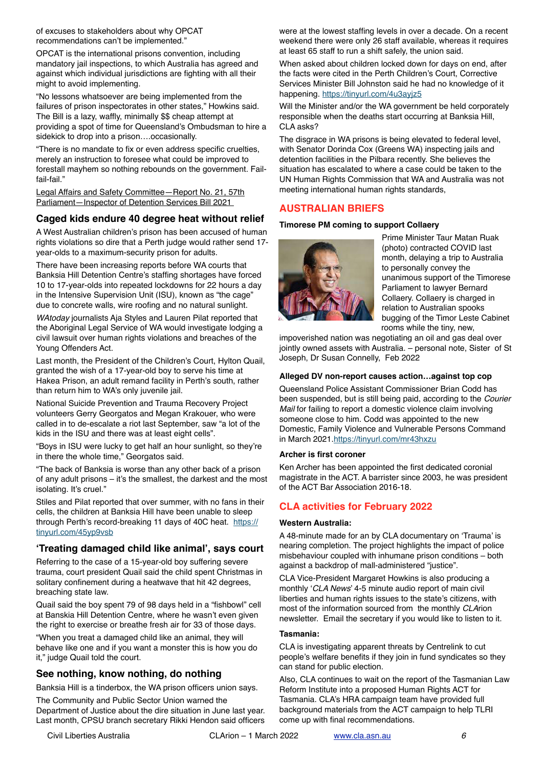of excuses to stakeholders about why OPCAT recommendations can't be implemented."

OPCAT is the international prisons convention, including mandatory jail inspections, to which Australia has agreed and against which individual jurisdictions are fighting with all their might to avoid implementing.

"No lessons whatsoever are being implemented from the failures of prison inspectorates in other states," Howkins said. The Bill is a lazy, waffly, minimally $$ cheap attempt at providing a spot of time for Queensland's Ombudsman to hire a sidekick to drop into a prison….occasionally.

"There is no mandate to fix or even address specific cruelties, merely an instruction to foresee what could be improved to forestall mayhem so nothing rebounds on the government. Fail-fail-fail."

Legal Affairs and Safety Committee—Report No. 21, 57th Parliament—Inspector of Detention Services Bill 2021

## Caged kids endure 40 degree heat without relief

A West Australian children's prison has been accused of human rights violations so dire that a Perth judge would rather send 17-year-olds to a maximum-security prison for adults.

There have been increasing reports before WA courts that Banksia Hill Detention Centre's staffing shortages have forced 10 to 17-year-olds into repeated lockdowns for 22 hours a day in the Intensive Supervision Unit (ISU), known as "the cage" due to concrete walls, wire roofing and no natural sunlight.

*WAtoday* journalists Aja Styles and Lauren Pilat reported that the Aboriginal Legal Service of WA would investigate lodging a civil lawsuit over human rights violations and breaches of the Young Offenders Act.

Last month, the President of the Children's Court, Hylton Quail, granted the wish of a 17-year-old boy to serve his time at Hakea Prison, an adult remand facility in Perth's south, rather than return him to WA's only juvenile jail.

National Suicide Prevention and Trauma Recovery Project volunteers Gerry Georgatos and Megan Krakouer, who were called in to de-escalate a riot last September, saw "a lot of the kids in the ISU and there was at least eight cells".

"Boys in ISU were lucky to get half an hour sunlight, so they're in there the whole time," Georgatos said.

"The back of Banksia is worse than any other back of a prison of any adult prisons – it's the smallest, the darkest and the most isolating. It's cruel."

Stiles and Pilat reported that over summer, with no fans in their cells, the children at Banksia Hill have been unable to sleep through Perth's record-breaking 11 days of 40C heat. https://tinyurl.com/45yp9vsb

## 'Treating damaged child like animal', says court

Referring to the case of a 15-year-old boy suffering severe trauma, court president Quail said the child spent Christmas in solitary confinement during a heatwave that hit 42 degrees, breaching state law.

Quail said the boy spent 79 of 98 days held in a "fishbowl" cell at Banskia Hill Detention Centre, where he wasn't even given the right to exercise or breathe fresh air for 33 of those days.

"When you treat a damaged child like an animal, they will behave like one and if you want a monster this is how you do it," judge Quail told the court.

## See nothing, know nothing, do nothing

Banksia Hill is a tinderbox, the WA prison officers union says.

The Community and Public Sector Union warned the Department of Justice about the dire situation in June last year. Last month, CPSU branch secretary Rikki Hendon said officers were at the lowest staffing levels in over a decade. On a recent weekend there were only 26 staff available, whereas it requires at least 65 staff to run a shift safely, the union said.

When asked about children locked down for days on end, after the facts were cited in the Perth Children's Court, Corrective Services Minister Bill Johnston said he had no knowledge of it happening. https://tinyurl.com/4u3ayjz5

Will the Minister and/or the WA government be held corporately responsible when the deaths start occurring at Banksia Hill, CLA asks?

The disgrace in WA prisons is being elevated to federal level, with Senator Dorinda Cox (Greens WA) inspecting jails and detention facilities in the Pilbara recently. She believes the situation has escalated to where a case could be taken to the UN Human Rights Commission that WA and Australia was not meeting international human rights standards,

## AUSTRALIAN BRIEFS

### Timorese PM coming to support Collaery

Prime Minister Taur Matan Ruak (photo) contracted COVID last month, delaying a trip to Australia to personally convey the unanimous support of the Timorese Parliament to lawyer Bernard Collaery. Collaery is charged in relation to Australian spooks bugging of the Timor Leste Cabinet rooms while the tiny, new, impoverished nation was negotiating an oil and gas deal over jointly owned assets with Australia. – personal note, Sister of St Joseph, Dr Susan Connelly, Feb 2022

### Alleged DV non-report causes action…against top cop

Queensland Police Assistant Commissioner Brian Codd has been suspended, but is still being paid, according to the *Courier Mail* for failing to report a domestic violence claim involving someone close to him. Codd was appointed to the new Domestic, Family Violence and Vulnerable Persons Command in March 2021.https://tinyurl.com/mr43hxzu

### Archer is first coroner

Ken Archer has been appointed the first dedicated coronial magistrate in the ACT. A barrister since 2003, he was president of the ACT Bar Association 2016-18.

## CLA activities for February 2022

### Western Australia:

A 48-minute made for an by CLA documentary on 'Trauma' is nearing completion. The project highlights the impact of police misbehaviour coupled with inhumane prison conditions – both against a backdrop of mall-administered "justice".

CLA Vice-President Margaret Howkins is also producing a monthly '*CLA News*' 4-5 minute audio report of main civil liberties and human rights issues to the state's citizens, with most of the information sourced from the monthly *CLA*rion newsletter. Email the secretary if you would like to listen to it.

### Tasmania:

CLA is investigating apparent threats by Centrelink to cut people's welfare benefits if they join in fund syndicates so they can stand for public election.

Also, CLA continues to wait on the report of the Tasmanian Law Reform Institute into a proposed Human Rights ACT for Tasmania. CLA's HRA campaign team have provided full background materials from the ACT campaign to help TLRI come up with final recommendations.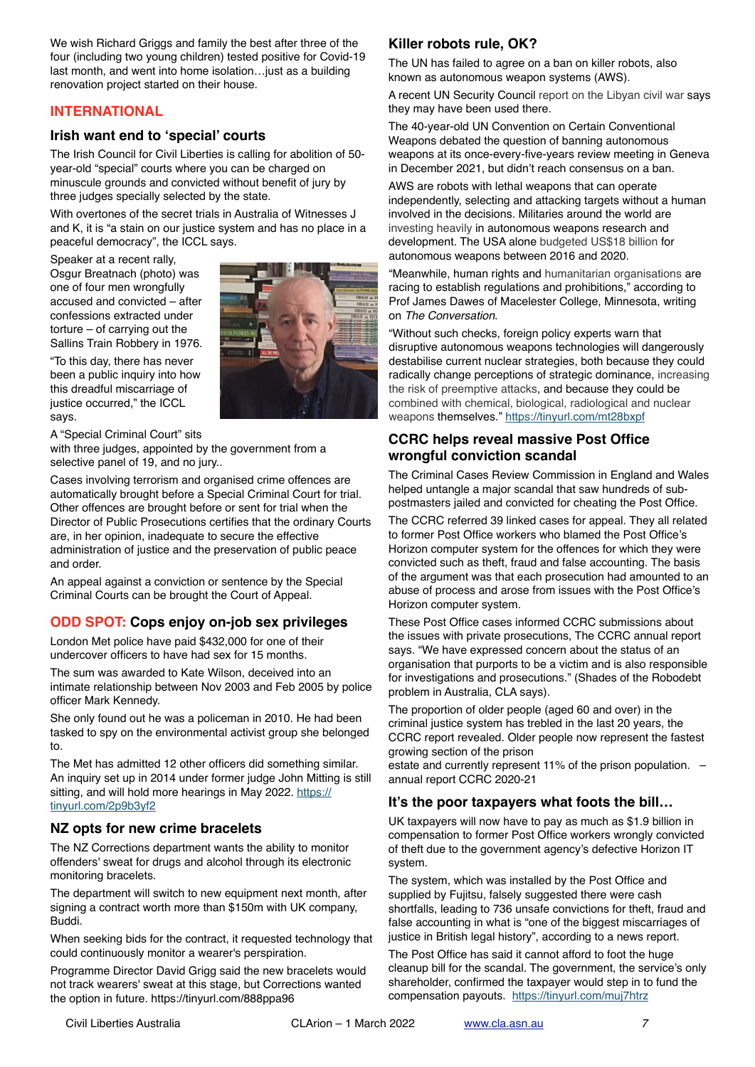We wish Richard Griggs and family the best after three of the four (including two young children) tested positive for Covid-19 last month, and went into home isolation…just as a building renovation project started on their house.

## INTERNATIONAL

### Irish want end to 'special' courts

The Irish Council for Civil Liberties is calling for abolition of 50-year-old "special" courts where you can be charged on minuscule grounds and convicted without benefit of jury by three judges specially selected by the state.

With overtones of the secret trials in Australia of Witnesses J and K, it is "a stain on our justice system and has no place in a peaceful democracy", the ICCL says.

Speaker at a recent rally, Osgur Breatnach (photo) was one of four men wrongfully accused and convicted – after confessions extracted under torture – of carrying out the Sallins Train Robbery in 1976.

"To this day, there has never been a public inquiry into how this dreadful miscarriage of justice occurred," the ICCL says.

A "Special Criminal Court" sits with three judges, appointed by the government from a selective panel of 19, and no jury..

Cases involving terrorism and organised crime offences are automatically brought before a Special Criminal Court for trial. Other offences are brought before or sent for trial when the Director of Public Prosecutions certifies that the ordinary Courts are, in her opinion, inadequate to secure the effective administration of justice and the preservation of public peace and order.

An appeal against a conviction or sentence by the Special Criminal Courts can be brought the Court of Appeal.

### ODD SPOT: Cops enjoy on-job sex privileges

London Met police have paid $432,000 for one of their undercover officers to have had sex for 15 months.

The sum was awarded to Kate Wilson, deceived into an intimate relationship between Nov 2003 and Feb 2005 by police officer Mark Kennedy.

She only found out he was a policeman in 2010. He had been tasked to spy on the environmental activist group she belonged to.

The Met has admitted 12 other officers did something similar. An inquiry set up in 2014 under former judge John Mitting is still sitting, and will hold more hearings in May 2022. https://tinyurl.com/2p9b3yf2

### NZ opts for new crime bracelets

The NZ Corrections department wants the ability to monitor offenders' sweat for drugs and alcohol through its electronic monitoring bracelets.

The department will switch to new equipment next month, after signing a contract worth more than $150m with UK company, Buddi.

When seeking bids for the contract, it requested technology that could continuously monitor a wearer's perspiration.

Programme Director David Grigg said the new bracelets would not track wearers' sweat at this stage, but Corrections wanted the option in future. https://tinyurl.com/888ppa96

### Killer robots rule, OK?

The UN has failed to agree on a ban on killer robots, also known as autonomous weapon systems (AWS).

A recent UN Security Council report on the Libyan civil war says they may have been used there.

The 40-year-old UN Convention on Certain Conventional Weapons debated the question of banning autonomous weapons at its once-every-five-years review meeting in Geneva in December 2021, but didn't reach consensus on a ban.

AWS are robots with lethal weapons that can operate independently, selecting and attacking targets without a human involved in the decisions. Militaries around the world are investing heavily in autonomous weapons research and development. The USA alone budgeted US$18 billion for autonomous weapons between 2016 and 2020.

"Meanwhile, human rights and humanitarian organisations are racing to establish regulations and prohibitions," according to Prof James Dawes of Macelester College, Minnesota, writing on *The Conversation*.

"Without such checks, foreign policy experts warn that disruptive autonomous weapons technologies will dangerously destabilise current nuclear strategies, both because they could radically change perceptions of strategic dominance, increasing the risk of preemptive attacks, and because they could be combined with chemical, biological, radiological and nuclear weapons themselves." https://tinyurl.com/mt28bxpf

### CCRC helps reveal massive Post Office wrongful conviction scandal

The Criminal Cases Review Commission in England and Wales helped untangle a major scandal that saw hundreds of sub-postmasters jailed and convicted for cheating the Post Office.

The CCRC referred 39 linked cases for appeal. They all related to former Post Office workers who blamed the Post Office's Horizon computer system for the offences for which they were convicted such as theft, fraud and false accounting. The basis of the argument was that each prosecution had amounted to an abuse of process and arose from issues with the Post Office's Horizon computer system.

These Post Office cases informed CCRC submissions about the issues with private prosecutions, The CCRC annual report says. "We have expressed concern about the status of an organisation that purports to be a victim and is also responsible for investigations and prosecutions." (Shades of the Robodebt problem in Australia, CLA says).

The proportion of older people (aged 60 and over) in the criminal justice system has trebled in the last 20 years, the CCRC report revealed. Older people now represent the fastest growing section of the prison estate and currently represent 11% of the prison population. – annual report CCRC 2020-21

### It's the poor taxpayers what foots the bill…

UK taxpayers will now have to pay as much as $1.9 billion in compensation to former Post Office workers wrongly convicted of theft due to the government agency's defective Horizon IT system.

The system, which was installed by the Post Office and supplied by Fujitsu, falsely suggested there were cash shortfalls, leading to 736 unsafe convictions for theft, fraud and false accounting in what is "one of the biggest miscarriages of justice in British legal history", according to a news report.

The Post Office has said it cannot afford to foot the huge cleanup bill for the scandal. The government, the service's only shareholder, confirmed the taxpayer would step in to fund the compensation payouts. https://tinyurl.com/muj7htrz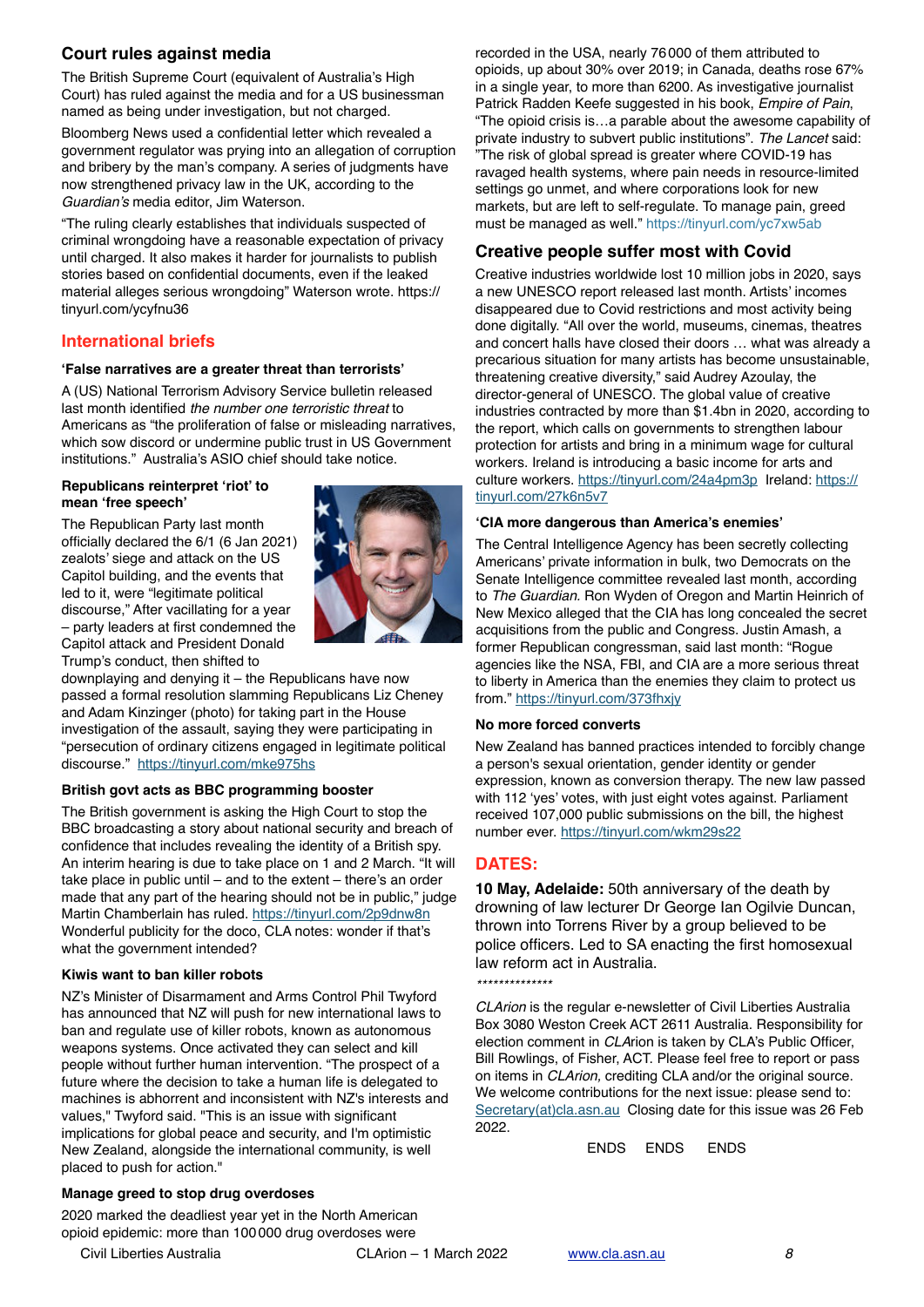## Court rules against media

The British Supreme Court (equivalent of Australia's High Court) has ruled against the media and for a US businessman named as being under investigation, but not charged.

Bloomberg News used a confidential letter which revealed a government regulator was prying into an allegation of corruption and bribery by the man's company. A series of judgments have now strengthened privacy law in the UK, according to the *Guardian's* media editor, Jim Waterson.

"The ruling clearly establishes that individuals suspected of criminal wrongdoing have a reasonable expectation of privacy until charged. It also makes it harder for journalists to publish stories based on confidential documents, even if the leaked material alleges serious wrongdoing" Waterson wrote. https://tinyurl.com/ycyfnu36

## International briefs

### 'False narratives are a greater threat than terrorists'

A (US) National Terrorism Advisory Service bulletin released last month identified *the number one terroristic threat* to Americans as "the proliferation of false or misleading narratives, which sow discord or undermine public trust in US Government institutions." Australia's ASIO chief should take notice.

### Republicans reinterpret 'riot' to mean 'free speech'

The Republican Party last month officially declared the 6/1 (6 Jan 2021) zealots' siege and attack on the US Capitol building, and the events that led to it, were "legitimate political discourse," After vacillating for a year – party leaders at first condemned the Capitol attack and President Donald Trump's conduct, then shifted to downplaying and denying it – the Republicans have now passed a formal resolution slamming Republicans Liz Cheney and Adam Kinzinger (photo) for taking part in the House investigation of the assault, saying they were participating in "persecution of ordinary citizens engaged in legitimate political discourse." https://tinyurl.com/mke975hs

### British govt acts as BBC programming booster

The British government is asking the High Court to stop the BBC broadcasting a story about national security and breach of confidence that includes revealing the identity of a British spy. An interim hearing is due to take place on 1 and 2 March. "It will take place in public until – and to the extent – there's an order made that any part of the hearing should not be in public," judge Martin Chamberlain has ruled. https://tinyurl.com/2p9dnw8n Wonderful publicity for the doco, CLA notes: wonder if that's what the government intended?

### Kiwis want to ban killer robots

NZ's Minister of Disarmament and Arms Control Phil Twyford has announced that NZ will push for new international laws to ban and regulate use of killer robots, known as autonomous weapons systems. Once activated they can select and kill people without further human intervention. "The prospect of a future where the decision to take a human life is delegated to machines is abhorrent and inconsistent with NZ's interests and values," Twyford said. "This is an issue with significant implications for global peace and security, and I'm optimistic New Zealand, alongside the international community, is well placed to push for action."

### Manage greed to stop drug overdoses

2020 marked the deadliest year yet in the North American opioid epidemic: more than 100 000 drug overdoses were recorded in the USA, nearly 76 000 of them attributed to opioids, up about 30% over 2019; in Canada, deaths rose 67% in a single year, to more than 6200. As investigative journalist Patrick Radden Keefe suggested in his book, *Empire of Pain*, "The opioid crisis is…a parable about the awesome capability of private industry to subvert public institutions". *The Lancet* said: "The risk of global spread is greater where COVID-19 has ravaged health systems, where pain needs in resource-limited settings go unmet, and where corporations look for new markets, but are left to self-regulate. To manage pain, greed must be managed as well." https://tinyurl.com/yc7xw5ab

## Creative people suffer most with Covid

Creative industries worldwide lost 10 million jobs in 2020, says a new UNESCO report released last month. Artists' incomes disappeared due to Covid restrictions and most activity being done digitally. "All over the world, museums, cinemas, theatres and concert halls have closed their doors … what was already a precarious situation for many artists has become unsustainable, threatening creative diversity," said Audrey Azoulay, the director-general of UNESCO. The global value of creative industries contracted by more than $1.4bn in 2020, according to the report, which calls on governments to strengthen labour protection for artists and bring in a minimum wage for cultural workers. Ireland is introducing a basic income for arts and culture workers. https://tinyurl.com/24a4pm3p Ireland: https://tinyurl.com/27k6n5v7

### 'CIA more dangerous than America's enemies'

The Central Intelligence Agency has been secretly collecting Americans' private information in bulk, two Democrats on the Senate Intelligence committee revealed last month, according to *The Guardian.* Ron Wyden of Oregon and Martin Heinrich of New Mexico alleged that the CIA has long concealed the secret acquisitions from the public and Congress. Justin Amash, a former Republican congressman, said last month: "Rogue agencies like the NSA, FBI, and CIA are a more serious threat to liberty in America than the enemies they claim to protect us from." https://tinyurl.com/373fhxjy

### No more forced converts

New Zealand has banned practices intended to forcibly change a person's sexual orientation, gender identity or gender expression, known as conversion therapy. The new law passed with 112 'yes' votes, with just eight votes against. Parliament received 107,000 public submissions on the bill, the highest number ever. https://tinyurl.com/wkm29s22

## DATES:

**10 May, Adelaide:** 50th anniversary of the death by drowning of law lecturer Dr George Ian Ogilvie Duncan, thrown into Torrens River by a group believed to be police officers. Led to SA enacting the first homosexual law reform act in Australia.

**************

*CLArion* is the regular e-newsletter of Civil Liberties Australia Box 3080 Weston Creek ACT 2611 Australia. Responsibility for election comment in *CLA*rion is taken by CLA's Public Officer, Bill Rowlings, of Fisher, ACT. Please feel free to report or pass on items in *CLArion,* crediting CLA and/or the original source. We welcome contributions for the next issue: please send to: Secretary(at)cla.asn.au Closing date for this issue was 26 Feb 2022.

ENDS ENDS ENDS